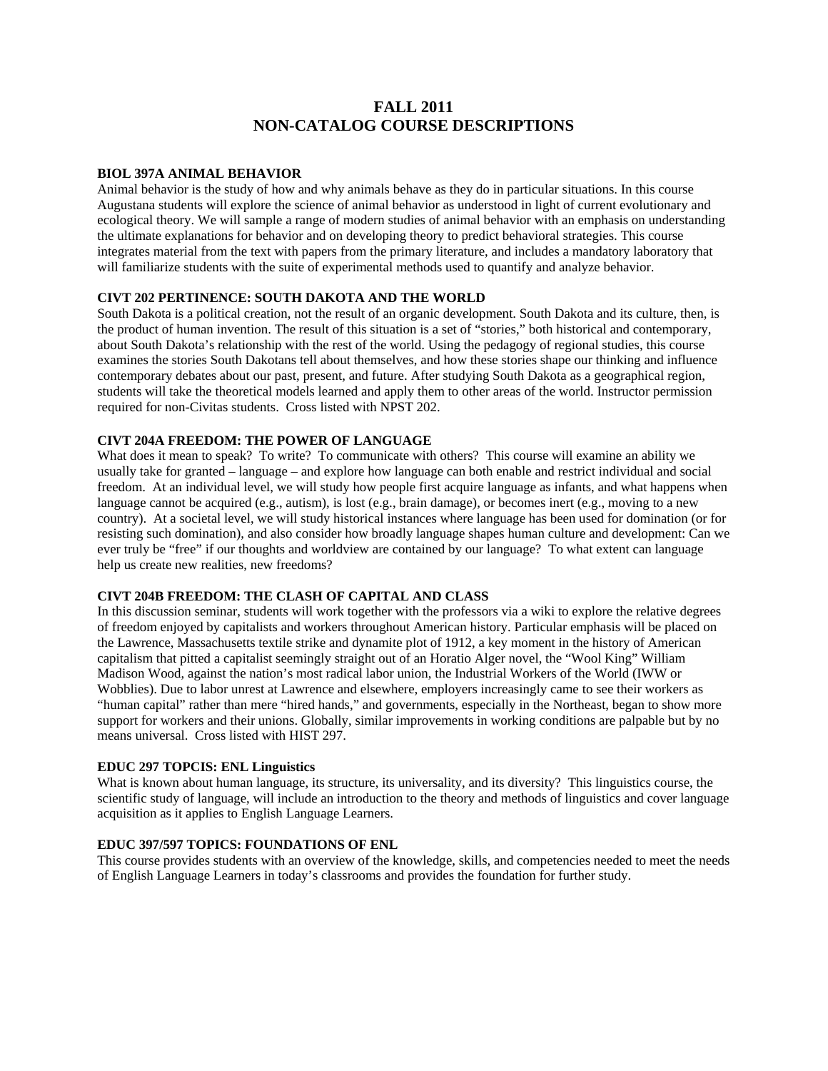# FALL 2011
# NON-CATALOG COURSE DESCRIPTIONS

**BIOL 397A ANIMAL BEHAVIOR**

Animal behavior is the study of how and why animals behave as they do in particular situations. In this course Augustana students will explore the science of animal behavior as understood in light of current evolutionary and ecological theory. We will sample a range of modern studies of animal behavior with an emphasis on understanding the ultimate explanations for behavior and on developing theory to predict behavioral strategies. This course integrates material from the text with papers from the primary literature, and includes a mandatory laboratory that will familiarize students with the suite of experimental methods used to quantify and analyze behavior.

**CIVT 202 PERTINENCE: SOUTH DAKOTA AND THE WORLD**

South Dakota is a political creation, not the result of an organic development. South Dakota and its culture, then, is the product of human invention. The result of this situation is a set of "stories," both historical and contemporary, about South Dakota's relationship with the rest of the world. Using the pedagogy of regional studies, this course examines the stories South Dakotans tell about themselves, and how these stories shape our thinking and influence contemporary debates about our past, present, and future. After studying South Dakota as a geographical region, students will take the theoretical models learned and apply them to other areas of the world. Instructor permission required for non-Civitas students. Cross listed with NPST 202.

**CIVT 204A FREEDOM: THE POWER OF LANGUAGE**

What does it mean to speak? To write? To communicate with others? This course will examine an ability we usually take for granted – language – and explore how language can both enable and restrict individual and social freedom. At an individual level, we will study how people first acquire language as infants, and what happens when language cannot be acquired (e.g., autism), is lost (e.g., brain damage), or becomes inert (e.g., moving to a new country). At a societal level, we will study historical instances where language has been used for domination (or for resisting such domination), and also consider how broadly language shapes human culture and development: Can we ever truly be "free" if our thoughts and worldview are contained by our language? To what extent can language help us create new realities, new freedoms?

**CIVT 204B FREEDOM: THE CLASH OF CAPITAL AND CLASS**

In this discussion seminar, students will work together with the professors via a wiki to explore the relative degrees of freedom enjoyed by capitalists and workers throughout American history. Particular emphasis will be placed on the Lawrence, Massachusetts textile strike and dynamite plot of 1912, a key moment in the history of American capitalism that pitted a capitalist seemingly straight out of an Horatio Alger novel, the "Wool King" William Madison Wood, against the nation's most radical labor union, the Industrial Workers of the World (IWW or Wobblies). Due to labor unrest at Lawrence and elsewhere, employers increasingly came to see their workers as "human capital" rather than mere "hired hands," and governments, especially in the Northeast, began to show more support for workers and their unions. Globally, similar improvements in working conditions are palpable but by no means universal. Cross listed with HIST 297.

**EDUC 297 TOPCIS: ENL Linguistics**

What is known about human language, its structure, its universality, and its diversity? This linguistics course, the scientific study of language, will include an introduction to the theory and methods of linguistics and cover language acquisition as it applies to English Language Learners.

**EDUC 397/597 TOPICS: FOUNDATIONS OF ENL**

This course provides students with an overview of the knowledge, skills, and competencies needed to meet the needs of English Language Learners in today's classrooms and provides the foundation for further study.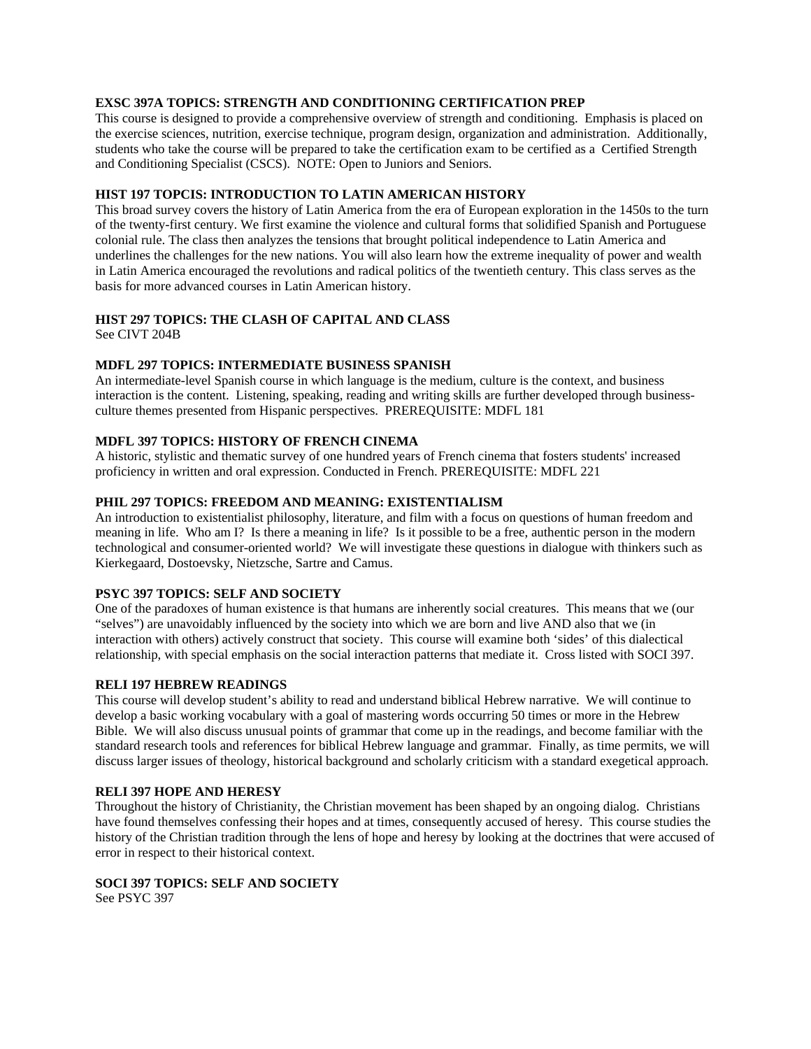**EXSC 397A TOPICS: STRENGTH AND CONDITIONING CERTIFICATION PREP**

This course is designed to provide a comprehensive overview of strength and conditioning. Emphasis is placed on the exercise sciences, nutrition, exercise technique, program design, organization and administration. Additionally, students who take the course will be prepared to take the certification exam to be certified as a Certified Strength and Conditioning Specialist (CSCS). NOTE: Open to Juniors and Seniors.

**HIST 197 TOPCIS: INTRODUCTION TO LATIN AMERICAN HISTORY**

This broad survey covers the history of Latin America from the era of European exploration in the 1450s to the turn of the twenty-first century. We first examine the violence and cultural forms that solidified Spanish and Portuguese colonial rule. The class then analyzes the tensions that brought political independence to Latin America and underlines the challenges for the new nations. You will also learn how the extreme inequality of power and wealth in Latin America encouraged the revolutions and radical politics of the twentieth century. This class serves as the basis for more advanced courses in Latin American history.

**HIST 297 TOPICS: THE CLASH OF CAPITAL AND CLASS**

See CIVT 204B

**MDFL 297 TOPICS: INTERMEDIATE BUSINESS SPANISH**

An intermediate-level Spanish course in which language is the medium, culture is the context, and business interaction is the content. Listening, speaking, reading and writing skills are further developed through business-culture themes presented from Hispanic perspectives. PREREQUISITE: MDFL 181

**MDFL 397 TOPICS: HISTORY OF FRENCH CINEMA**

A historic, stylistic and thematic survey of one hundred years of French cinema that fosters students' increased proficiency in written and oral expression. Conducted in French. PREREQUISITE: MDFL 221

**PHIL 297 TOPICS: FREEDOM AND MEANING: EXISTENTIALISM**

An introduction to existentialist philosophy, literature, and film with a focus on questions of human freedom and meaning in life. Who am I? Is there a meaning in life? Is it possible to be a free, authentic person in the modern technological and consumer-oriented world? We will investigate these questions in dialogue with thinkers such as Kierkegaard, Dostoevsky, Nietzsche, Sartre and Camus.

**PSYC 397 TOPICS: SELF AND SOCIETY**

One of the paradoxes of human existence is that humans are inherently social creatures. This means that we (our "selves") are unavoidably influenced by the society into which we are born and live AND also that we (in interaction with others) actively construct that society. This course will examine both 'sides' of this dialectical relationship, with special emphasis on the social interaction patterns that mediate it. Cross listed with SOCI 397.

**RELI 197 HEBREW READINGS**

This course will develop student's ability to read and understand biblical Hebrew narrative. We will continue to develop a basic working vocabulary with a goal of mastering words occurring 50 times or more in the Hebrew Bible. We will also discuss unusual points of grammar that come up in the readings, and become familiar with the standard research tools and references for biblical Hebrew language and grammar. Finally, as time permits, we will discuss larger issues of theology, historical background and scholarly criticism with a standard exegetical approach.

**RELI 397 HOPE AND HERESY**

Throughout the history of Christianity, the Christian movement has been shaped by an ongoing dialog. Christians have found themselves confessing their hopes and at times, consequently accused of heresy. This course studies the history of the Christian tradition through the lens of hope and heresy by looking at the doctrines that were accused of error in respect to their historical context.

**SOCI 397 TOPICS: SELF AND SOCIETY**

See PSYC 397